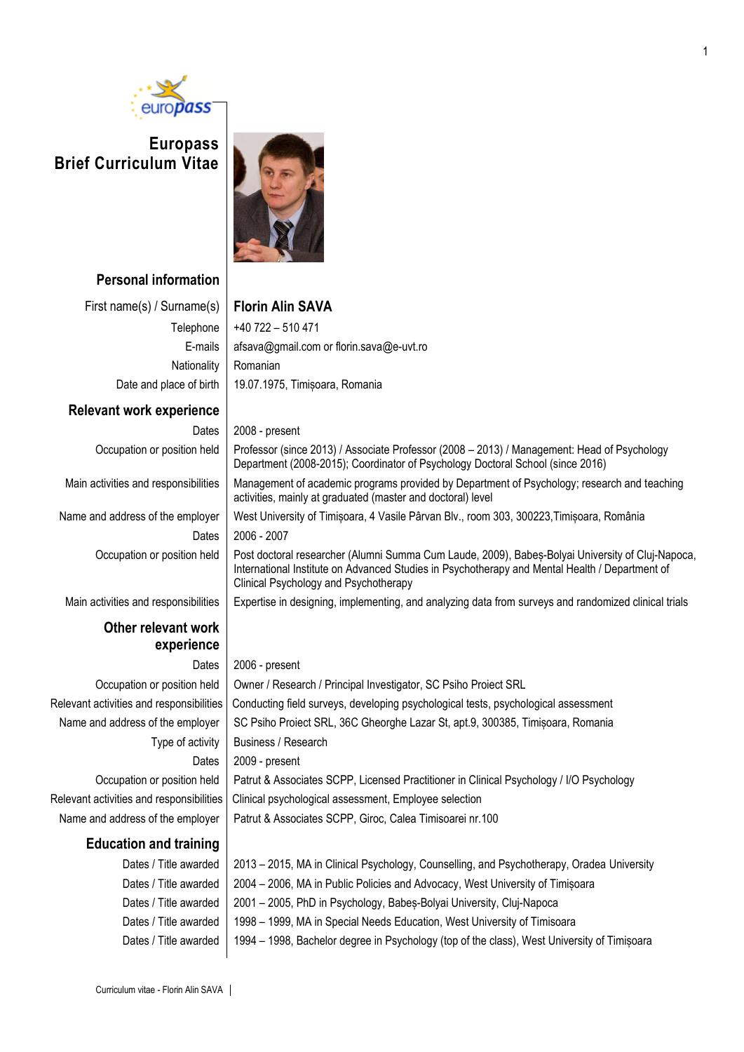# Europass Brief Curriculum Vitae

## Personal information

| | |
|---|---|
| First name(s) / Surname(s) | **Florin Alin SAVA** |
| Telephone | +40 722 – 510 471 |
| E-mails | afsava@gmail.com or florin.sava@e-uvt.ro |
| Nationality | Romanian |
| Date and place of birth | 19.07.1975, Timișoara, Romania |

## Relevant work experience

| | |
|---|---|
| Dates | 2008 - present |
| Occupation or position held | Professor (since 2013) / Associate Professor (2008 – 2013) / Management: Head of Psychology Department (2008-2015); Coordinator of Psychology Doctoral School (since 2016) |
| Main activities and responsibilities | Management of academic programs provided by Department of Psychology; research and teaching activities, mainly at graduated (master and doctoral) level |
| Name and address of the employer | West University of Timișoara, 4 Vasile Pârvan Blv., room 303, 300223,Timișoara, România |
| Dates | 2006 - 2007 |
| Occupation or position held | Post doctoral researcher (Alumni Summa Cum Laude, 2009), Babeș-Bolyai University of Cluj-Napoca, International Institute on Advanced Studies in Psychotherapy and Mental Health / Department of Clinical Psychology and Psychotherapy |
| Main activities and responsibilities | Expertise in designing, implementing, and analyzing data from surveys and randomized clinical trials |

## Other relevant work experience

| | |
|---|---|
| Dates | 2006 - present |
| Occupation or position held | Owner / Research / Principal Investigator, SC Psiho Proiect SRL |
| Relevant activities and responsibilities | Conducting field surveys, developing psychological tests, psychological assessment |
| Name and address of the employer | SC Psiho Proiect SRL, 36C Gheorghe Lazar St, apt.9, 300385, Timișoara, Romania |
| Type of activity | Business / Research |
| Dates | 2009 - present |
| Occupation or position held | Patrut & Associates SCPP, Licensed Practitioner in Clinical Psychology / I/O Psychology |
| Relevant activities and responsibilities | Clinical psychological assessment, Employee selection |
| Name and address of the employer | Patrut & Associates SCPP, Giroc, Calea Timisoarei nr.100 |

## Education and training

| | |
|---|---|
| Dates / Title awarded | 2013 – 2015, MA in Clinical Psychology, Counselling, and Psychotherapy, Oradea University |
| Dates / Title awarded | 2004 – 2006, MA in Public Policies and Advocacy, West University of Timișoara |
| Dates / Title awarded | 2001 – 2005, PhD in Psychology, Babeș-Bolyai University, Cluj-Napoca |
| Dates / Title awarded | 1998 – 1999, MA in Special Needs Education, West University of Timisoara |
| Dates / Title awarded | 1994 – 1998, Bachelor degree in Psychology (top of the class), West University of Timișoara |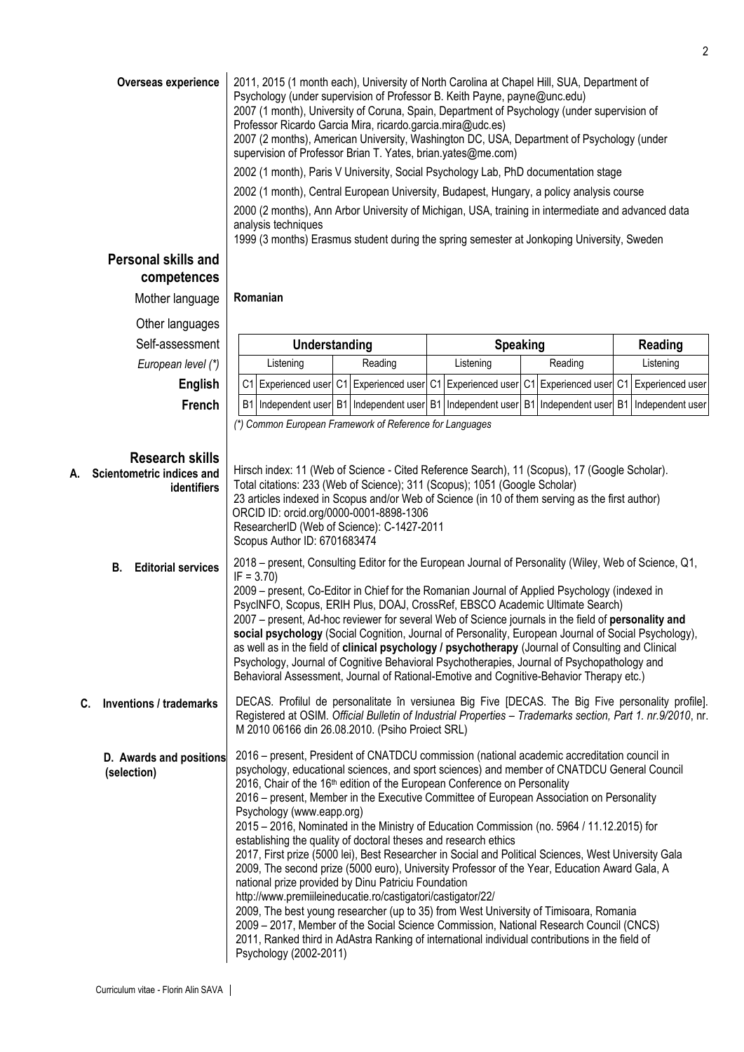**Overseas experience**

2011, 2015 (1 month each), University of North Carolina at Chapel Hill, SUA, Department of Psychology (under supervision of Professor B. Keith Payne, payne@unc.edu)
2007 (1 month), University of Coruna, Spain, Department of Psychology (under supervision of Professor Ricardo Garcia Mira, ricardo.garcia.mira@udc.es)
2007 (2 months), American University, Washington DC, USA, Department of Psychology (under supervision of Professor Brian T. Yates, brian.yates@me.com)

2002 (1 month), Paris V University, Social Psychology Lab, PhD documentation stage

2002 (1 month), Central European University, Budapest, Hungary, a policy analysis course

2000 (2 months), Ann Arbor University of Michigan, USA, training in intermediate and advanced data analysis techniques
1999 (3 months) Erasmus student during the spring semester at Jonkoping University, Sweden

## Personal skills and competences

Mother language: **Romanian**

Other languages

| Self-assessment | Understanding | | | | Speaking | | | | Reading | |
|---|---|---|---|---|---|---|---|---|---|---|
| *European level (\*)* | Listening | | Reading | | Listening | | Reading | | Listening | |
| **English** | C1 | Experienced user | C1 | Experienced user | C1 | Experienced user | C1 | Experienced user | C1 | Experienced user |
| **French** | B1 | Independent user | B1 | Independent user | B1 | Independent user | B1 | Independent user | B1 | Independent user |

*(\*) Common European Framework of Reference for Languages*

## Research skills

**A. Scientometric indices and identifiers**

Hirsch index: 11 (Web of Science - Cited Reference Search), 11 (Scopus), 17 (Google Scholar).
Total citations: 233 (Web of Science); 311 (Scopus); 1051 (Google Scholar)
23 articles indexed in Scopus and/or Web of Science (in 10 of them serving as the first author)
ORCID ID: orcid.org/0000-0001-8898-1306
ResearcherID (Web of Science): C-1427-2011
Scopus Author ID: 6701683474

**B. Editorial services**

2018 – present, Consulting Editor for the European Journal of Personality (Wiley, Web of Science, Q1, IF = 3.70)
2009 – present, Co-Editor in Chief for the Romanian Journal of Applied Psychology (indexed in PsycINFO, Scopus, ERIH Plus, DOAJ, CrossRef, EBSCO Academic Ultimate Search)
2007 – present, Ad-hoc reviewer for several Web of Science journals in the field of **personality and social psychology** (Social Cognition, Journal of Personality, European Journal of Social Psychology), as well as in the field of **clinical psychology / psychotherapy** (Journal of Consulting and Clinical Psychology, Journal of Cognitive Behavioral Psychotherapies, Journal of Psychopathology and Behavioral Assessment, Journal of Rational-Emotive and Cognitive-Behavior Therapy etc.)

**C. Inventions / trademarks**

DECAS. Profilul de personalitate în versiunea Big Five [DECAS. The Big Five personality profile]. Registered at OSIM. *Official Bulletin of Industrial Properties – Trademarks section, Part 1. nr.9/2010*, nr. M 2010 06166 din 26.08.2010. (Psiho Proiect SRL)

**D. Awards and positions (selection)**

2016 – present, President of CNATDCU commission (national academic accreditation council in psychology, educational sciences, and sport sciences) and member of CNATDCU General Council
2016, Chair of the 16th edition of the European Conference on Personality
2016 – present, Member in the Executive Committee of European Association on Personality Psychology (www.eapp.org)
2015 – 2016, Nominated in the Ministry of Education Commission (no. 5964 / 11.12.2015) for establishing the quality of doctoral theses and research ethics
2017, First prize (5000 lei), Best Researcher in Social and Political Sciences, West University Gala
2009, The second prize (5000 euro), University Professor of the Year, Education Award Gala, A national prize provided by Dinu Patriciu Foundation
http://www.premiileineducatie.ro/castigatori/castigator/22/
2009, The best young researcher (up to 35) from West University of Timisoara, Romania
2009 – 2017, Member of the Social Science Commission, National Research Council (CNCS)
2011, Ranked third in AdAstra Ranking of international individual contributions in the field of Psychology (2002-2011)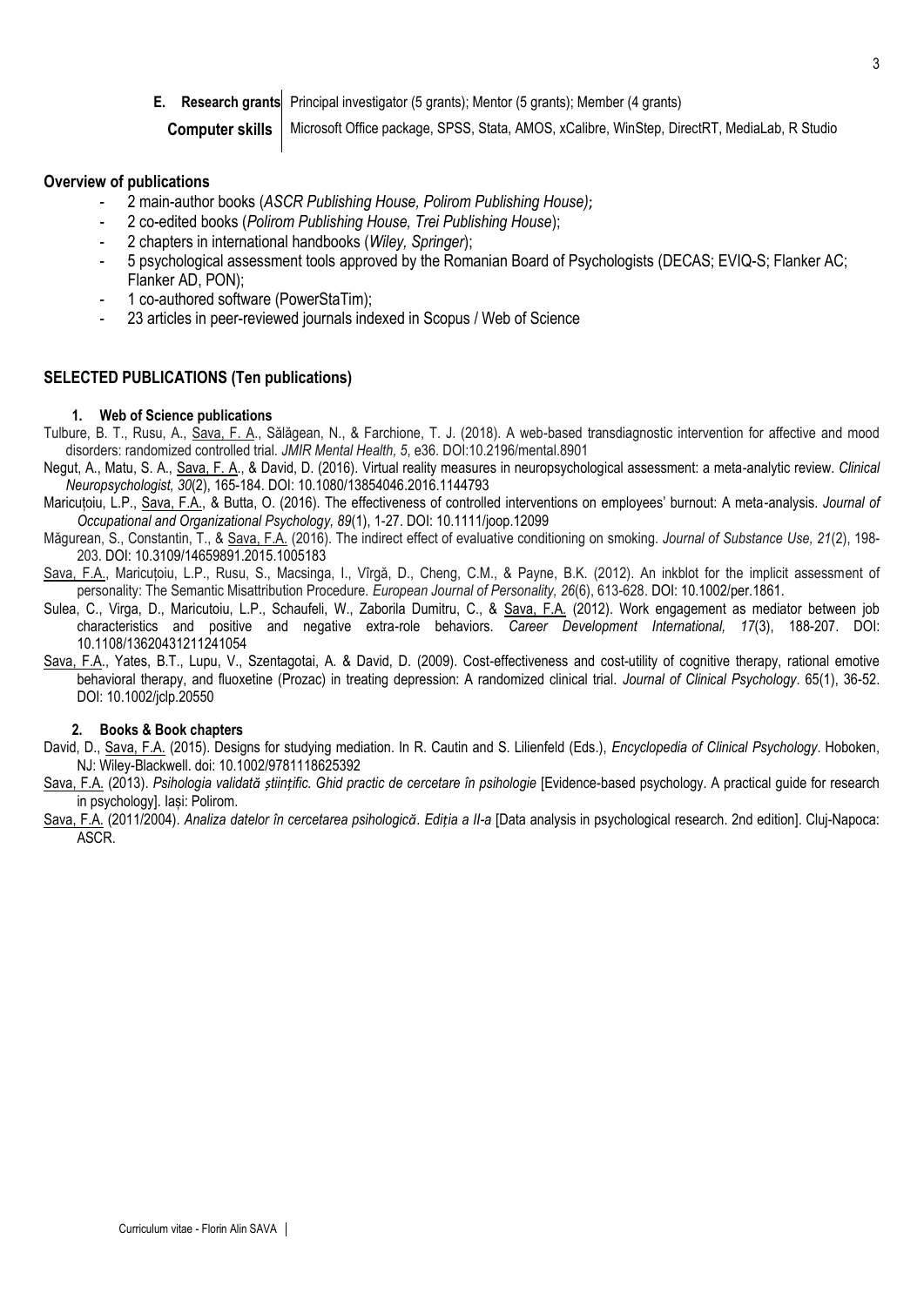| | | |
|---|---|---|
| **E.** | **Research grants** | Principal investigator (5 grants); Mentor (5 grants); Member (4 grants) |
| | **Computer skills** | Microsoft Office package, SPSS, Stata, AMOS, xCalibre, WinStep, DirectRT, MediaLab, R Studio |

### Overview of publications

- 2 main-author books (*ASCR Publishing House, Polirom Publishing House)*;
- 2 co-edited books (*Polirom Publishing House, Trei Publishing House*);
- 2 chapters in international handbooks (*Wiley, Springer*);
- 5 psychological assessment tools approved by the Romanian Board of Psychologists (DECAS; EVIQ-S; Flanker AC; Flanker AD, PON);
- 1 co-authored software (PowerStaTim);
- 23 articles in peer-reviewed journals indexed in Scopus / Web of Science

### SELECTED PUBLICATIONS (Ten publications)

#### 1. Web of Science publications

Tulbure, B. T., Rusu, A., Sava, F. A., Sălăgean, N., & Farchione, T. J. (2018). A web-based transdiagnostic intervention for affective and mood disorders: randomized controlled trial. *JMIR Mental Health, 5*, e36. DOI:10.2196/mental.8901

Negut, A., Matu, S. A., Sava, F. A., & David, D. (2016). Virtual reality measures in neuropsychological assessment: a meta-analytic review. *Clinical Neuropsychologist, 30*(2), 165-184. DOI: 10.1080/13854046.2016.1144793

Maricuțoiu, L.P., Sava, F.A., & Butta, O. (2016). The effectiveness of controlled interventions on employees' burnout: A meta-analysis. *Journal of Occupational and Organizational Psychology, 89*(1), 1-27. DOI: 10.1111/joop.12099

Măgurean, S., Constantin, T., & Sava, F.A. (2016). The indirect effect of evaluative conditioning on smoking. *Journal of Substance Use, 21*(2), 198-203. DOI: 10.3109/14659891.2015.1005183

Sava, F.A., Maricuțoiu, L.P., Rusu, S., Macsinga, I., Vîrgă, D., Cheng, C.M., & Payne, B.K. (2012). An inkblot for the implicit assessment of personality: The Semantic Misattribution Procedure. *European Journal of Personality, 26*(6), 613-628. DOI: 10.1002/per.1861.

Sulea, C., Virga, D., Maricutoiu, L.P., Schaufeli, W., Zaborila Dumitru, C., & Sava, F.A. (2012). Work engagement as mediator between job characteristics and positive and negative extra-role behaviors. *Career Development International, 17*(3), 188-207. DOI: 10.1108/13620431211241054

Sava, F.A., Yates, B.T., Lupu, V., Szentagotai, A. & David, D. (2009). Cost-effectiveness and cost-utility of cognitive therapy, rational emotive behavioral therapy, and fluoxetine (Prozac) in treating depression: A randomized clinical trial. *Journal of Clinical Psychology*. 65(1), 36-52. DOI: 10.1002/jclp.20550

#### 2. Books & Book chapters

David, D., Sava, F.A. (2015). Designs for studying mediation. In R. Cautin and S. Lilienfeld (Eds.), *Encyclopedia of Clinical Psychology*. Hoboken, NJ: Wiley-Blackwell. doi: 10.1002/9781118625392

Sava, F.A. (2013). *Psihologia validată științific. Ghid practic de cercetare în psihologie* [Evidence-based psychology. A practical guide for research in psychology]. Iași: Polirom.

Sava, F.A. (2011/2004). *Analiza datelor în cercetarea psihologică. Ediția a II-a* [Data analysis in psychological research. 2nd edition]. Cluj-Napoca: ASCR.